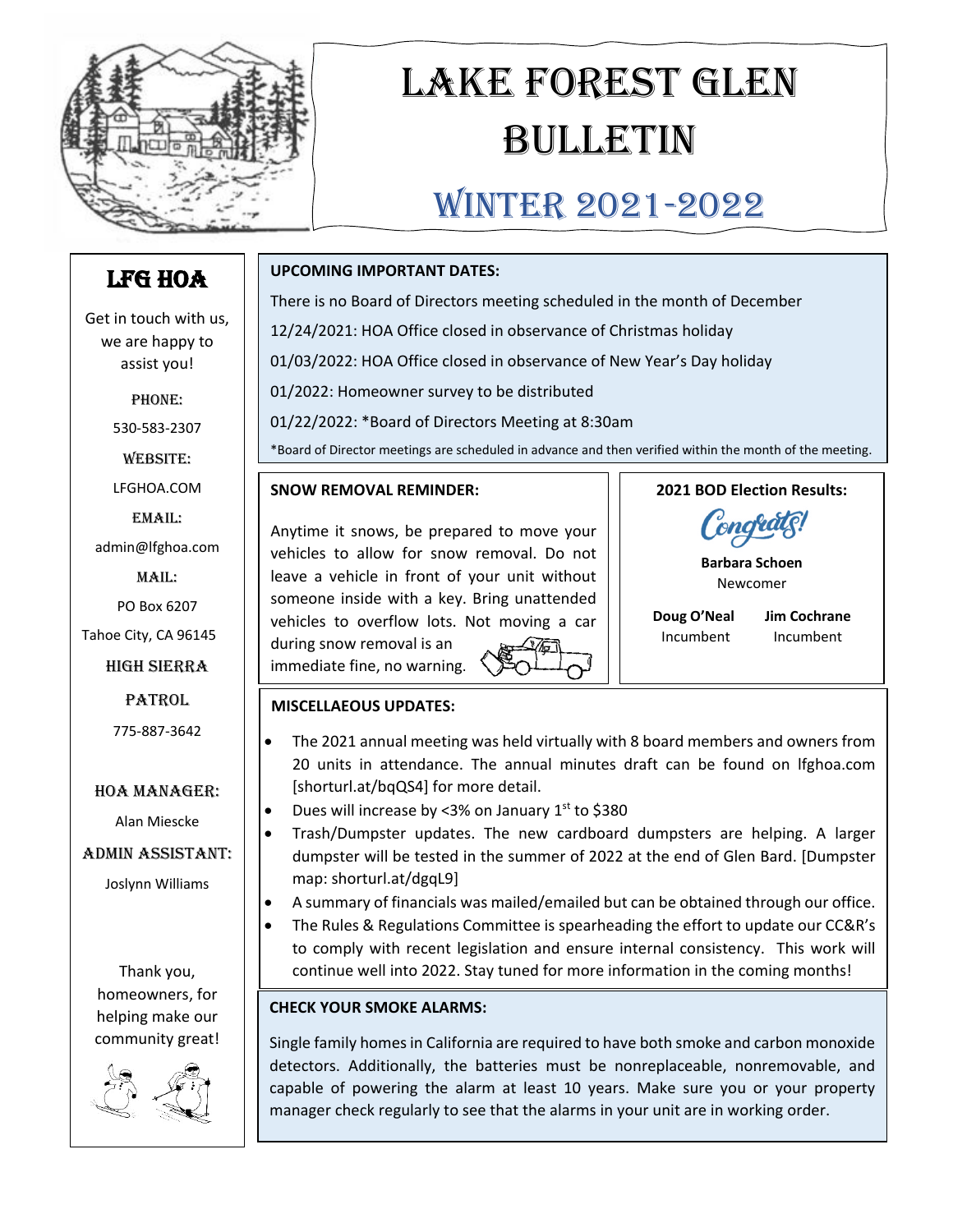# LAKE FOREST GLEN BULLETIN

## WINTER 2021-2022

## LFG HOA

Get in touch with us, we are happy to assist you!

PHONE:

530-583-2307

WEBSITE:

LFGHOA.COM

EMAIL:

admin@lfghoa.com

MAIL:

PO Box 6207

Tahoe City, CA 96145

HIGH SIERRA PATROL

775-887-3642

HOA MANAGER:

Alan Miescke

ADMIN ASSISTANT:

Joslynn Williams

Thank you, homeowners, for helping make our community great!

**UPCOMING IMPORTANT DATES:**

There is no Board of Directors meeting scheduled in the month of December

12/24/2021: HOA Office closed in observance of Christmas holiday

01/03/2022: HOA Office closed in observance of New Year's Day holiday

01/2022: Homeowner survey to be distributed

01/22/2022: *Board of Directors Meeting at 8:30am

*Board of Director meetings are scheduled in advance and then verified within the month of the meeting.

**SNOW REMOVAL REMINDER:**

Anytime it snows, be prepared to move your vehicles to allow for snow removal. Do not leave a vehicle in front of your unit without someone inside with a key. Bring unattended vehicles to overflow lots. Not moving a car during snow removal is an immediate fine, no warning.

**2021 BOD Election Results:**

Congrats!

**Barbara Schoen**
Newcomer

**Doug O'Neal**
Incumbent

**Jim Cochrane**
Incumbent

**MISCELLAEOUS UPDATES:**

- The 2021 annual meeting was held virtually with 8 board members and owners from 20 units in attendance. The annual minutes draft can be found on lfghoa.com [shorturl.at/bqQS4] for more detail.
- Dues will increase by <3% on January 1st to $380
- Trash/Dumpster updates. The new cardboard dumpsters are helping. A larger dumpster will be tested in the summer of 2022 at the end of Glen Bard. [Dumpster map: shorturl.at/dgqL9]
- A summary of financials was mailed/emailed but can be obtained through our office.
- The Rules & Regulations Committee is spearheading the effort to update our CC&R's to comply with recent legislation and ensure internal consistency. This work will continue well into 2022. Stay tuned for more information in the coming months!

**CHECK YOUR SMOKE ALARMS:**

Single family homes in California are required to have both smoke and carbon monoxide detectors. Additionally, the batteries must be nonreplaceable, nonremovable, and capable of powering the alarm at least 10 years. Make sure you or your property manager check regularly to see that the alarms in your unit are in working order.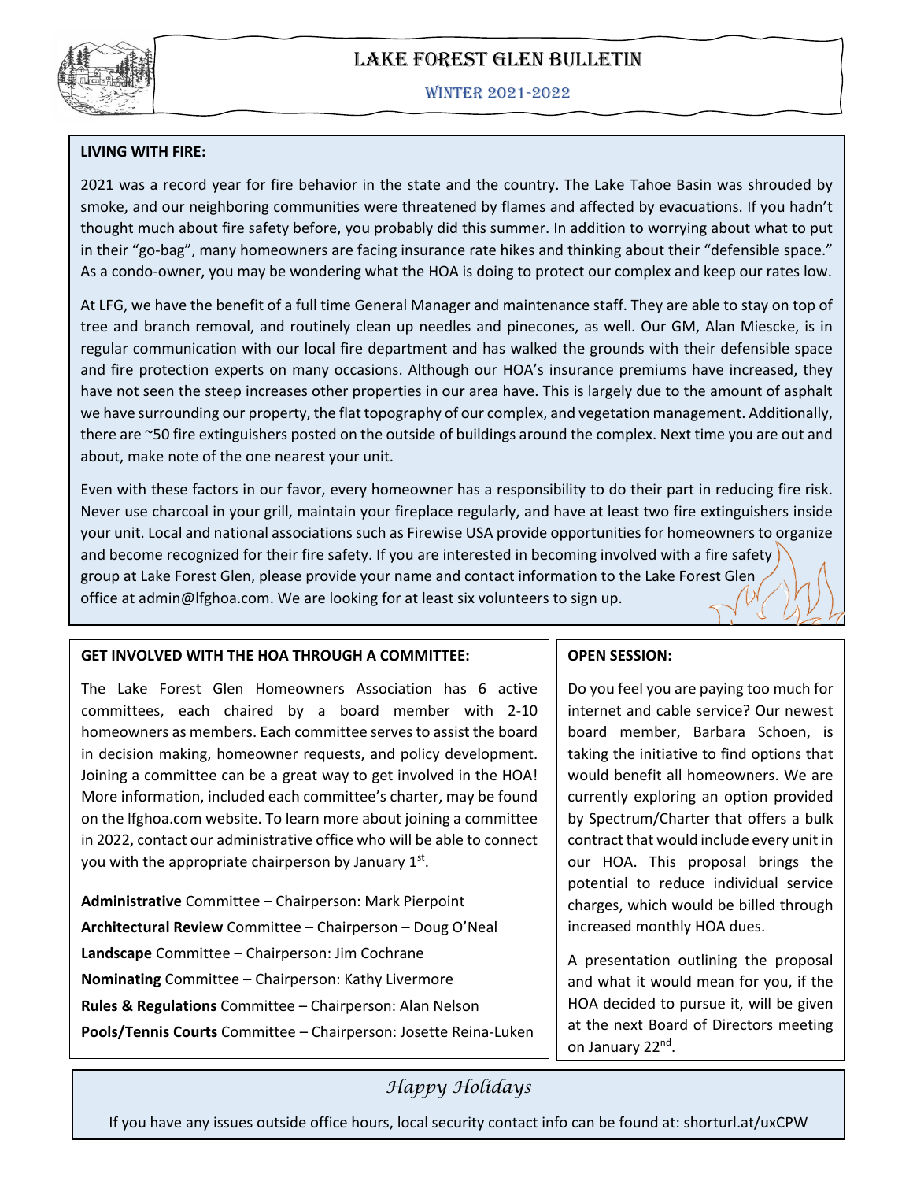# Lake Forest Glen Bulletin

## Winter 2021-2022

**LIVING WITH FIRE:**

2021 was a record year for fire behavior in the state and the country. The Lake Tahoe Basin was shrouded by smoke, and our neighboring communities were threatened by flames and affected by evacuations. If you hadn't thought much about fire safety before, you probably did this summer. In addition to worrying about what to put in their "go-bag", many homeowners are facing insurance rate hikes and thinking about their "defensible space." As a condo-owner, you may be wondering what the HOA is doing to protect our complex and keep our rates low.

At LFG, we have the benefit of a full time General Manager and maintenance staff. They are able to stay on top of tree and branch removal, and routinely clean up needles and pinecones, as well. Our GM, Alan Miescke, is in regular communication with our local fire department and has walked the grounds with their defensible space and fire protection experts on many occasions. Although our HOA's insurance premiums have increased, they have not seen the steep increases other properties in our area have. This is largely due to the amount of asphalt we have surrounding our property, the flat topography of our complex, and vegetation management. Additionally, there are ~50 fire extinguishers posted on the outside of buildings around the complex. Next time you are out and about, make note of the one nearest your unit.

Even with these factors in our favor, every homeowner has a responsibility to do their part in reducing fire risk. Never use charcoal in your grill, maintain your fireplace regularly, and have at least two fire extinguishers inside your unit. Local and national associations such as Firewise USA provide opportunities for homeowners to organize and become recognized for their fire safety. If you are interested in becoming involved with a fire safety group at Lake Forest Glen, please provide your name and contact information to the Lake Forest Glen office at admin@lfghoa.com. We are looking for at least six volunteers to sign up.

**GET INVOLVED WITH THE HOA THROUGH A COMMITTEE:**

The Lake Forest Glen Homeowners Association has 6 active committees, each chaired by a board member with 2-10 homeowners as members. Each committee serves to assist the board in decision making, homeowner requests, and policy development. Joining a committee can be a great way to get involved in the HOA! More information, included each committee's charter, may be found on the lfghoa.com website. To learn more about joining a committee in 2022, contact our administrative office who will be able to connect you with the appropriate chairperson by January 1st.

**Administrative** Committee – Chairperson: Mark Pierpoint

**Architectural Review** Committee – Chairperson – Doug O'Neal

**Landscape** Committee – Chairperson: Jim Cochrane

**Nominating** Committee – Chairperson: Kathy Livermore

**Rules & Regulations** Committee – Chairperson: Alan Nelson

**Pools/Tennis Courts** Committee – Chairperson: Josette Reina-Luken

**OPEN SESSION:**

Do you feel you are paying too much for internet and cable service? Our newest board member, Barbara Schoen, is taking the initiative to find options that would benefit all homeowners. We are currently exploring an option provided by Spectrum/Charter that offers a bulk contract that would include every unit in our HOA. This proposal brings the potential to reduce individual service charges, which would be billed through increased monthly HOA dues.

A presentation outlining the proposal and what it would mean for you, if the HOA decided to pursue it, will be given at the next Board of Directors meeting on January 22nd.

*Happy Holidays*

If you have any issues outside office hours, local security contact info can be found at: shorturl.at/uxCPW